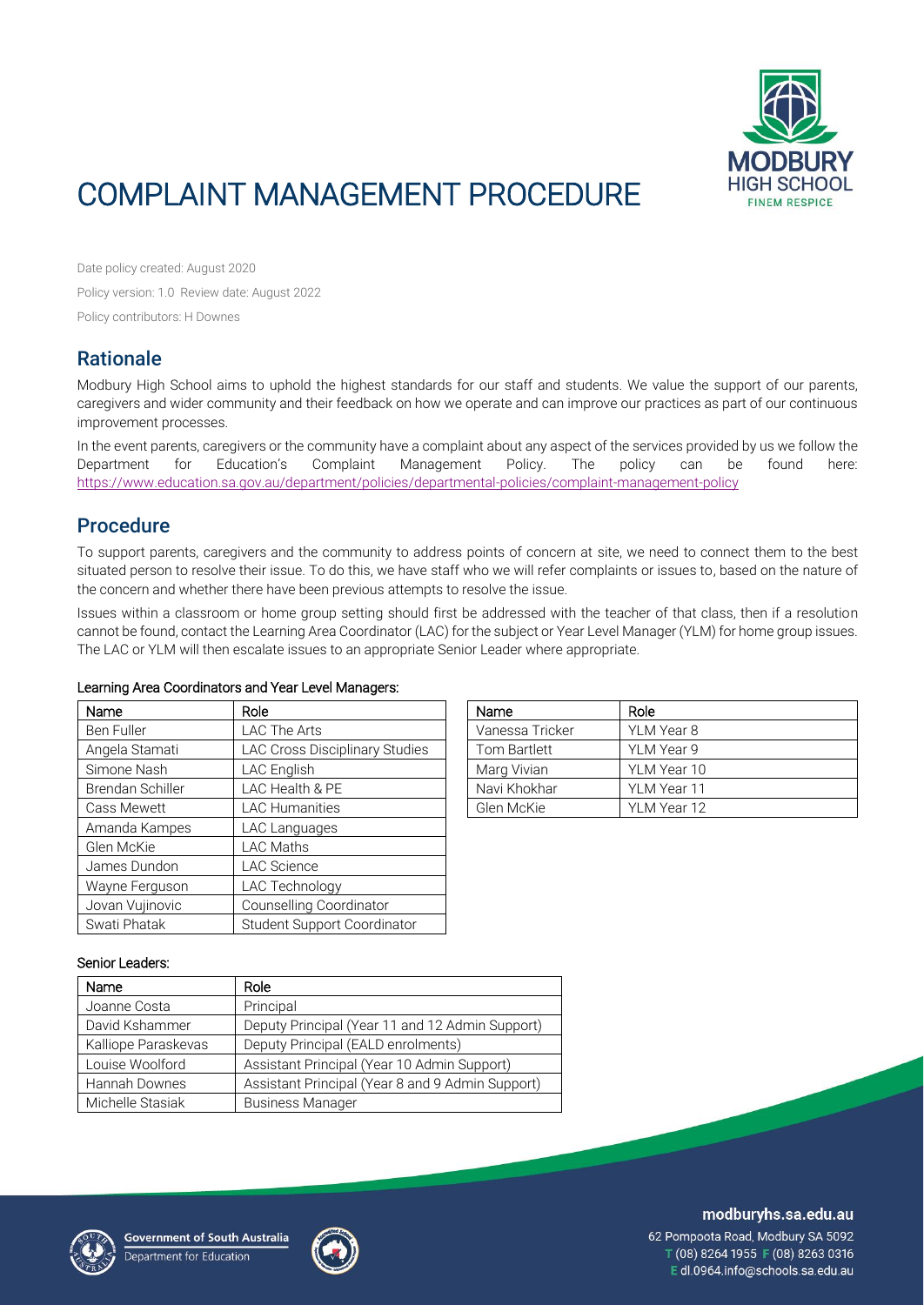# COMPLAINT MANAGEMENT PROCEDURE

Date policy created: August 2020

Policy version: 1.0 Review date: August 2022

Policy contributors: H Downes

## Rationale

Modbury High School aims to uphold the highest standards for our staff and students. We value the support of our parents, caregivers and wider community and their feedback on how we operate and can improve our practices as part of our continuous improvement processes.

In the event parents, caregivers or the community have a complaint about any aspect of the services provided by us we follow the Department for Education's Complaint Management Policy. The policy can be found here: https://www.education.sa.gov.au/department/policies/departmental-policies/complaint-management-policy

## Procedure

To support parents, caregivers and the community to address points of concern at site, we need to connect them to the best situated person to resolve their issue. To do this, we have staff who we will refer complaints or issues to, based on the nature of the concern and whether there have been previous attempts to resolve the issue.

Issues within a classroom or home group setting should first be addressed with the teacher of that class, then if a resolution cannot be found, contact the Learning Area Coordinator (LAC) for the subject or Year Level Manager (YLM) for home group issues. The LAC or YLM will then escalate issues to an appropriate Senior Leader where appropriate.

**Learning Area Coordinators and Year Level Managers:**

| Name | Role |
|---|---|
| Ben Fuller | LAC The Arts |
| Angela Stamati | LAC Cross Disciplinary Studies |
| Simone Nash | LAC English |
| Brendan Schiller | LAC Health & PE |
| Cass Mewett | LAC Humanities |
| Amanda Kampes | LAC Languages |
| Glen McKie | LAC Maths |
| James Dundon | LAC Science |
| Wayne Ferguson | LAC Technology |
| Jovan Vujinovic | Counselling Coordinator |
| Swati Phatak | Student Support Coordinator |

| Name | Role |
|---|---|
| Vanessa Tricker | YLM Year 8 |
| Tom Bartlett | YLM Year 9 |
| Marg Vivian | YLM Year 10 |
| Navi Khokhar | YLM Year 11 |
| Glen McKie | YLM Year 12 |

**Senior Leaders:**

| Name | Role |
|---|---|
| Joanne Costa | Principal |
| David Kshammer | Deputy Principal (Year 11 and 12 Admin Support) |
| Kalliope Paraskevas | Deputy Principal (EALD enrolments) |
| Louise Woolford | Assistant Principal (Year 10 Admin Support) |
| Hannah Downes | Assistant Principal (Year 8 and 9 Admin Support) |
| Michelle Stasiak | Business Manager |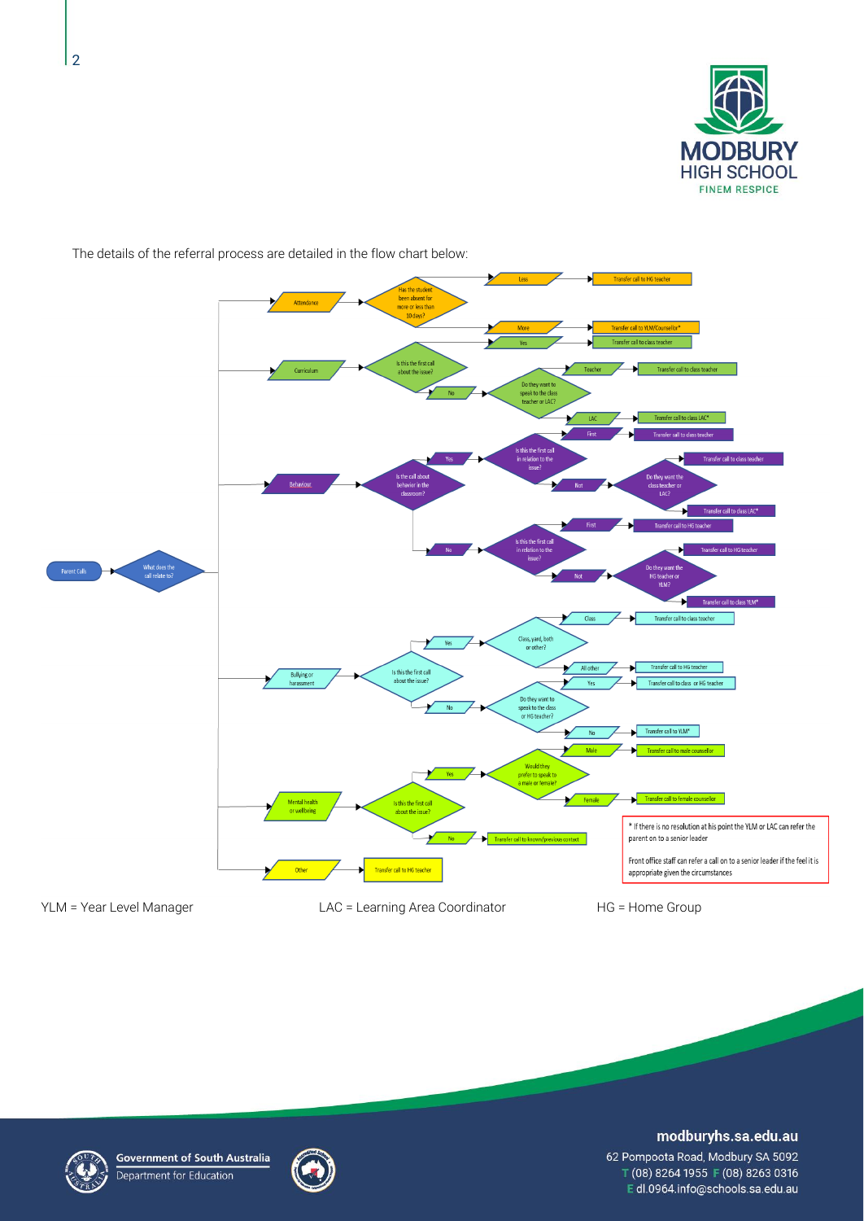The details of the referral process are detailed in the flow chart below:

Parent Calls

What does the call relate to?

Attendance

Has the student been absent for more or less than 10 days?

Less

Transfer call to HG teacher

More

Transfer call to YLM/Counsellor*

Curriculum

Is this the first call about the issue?

Yes

Transfer call to class teacher

No

Do they want to speak to the class teacher or LAC?

Teacher

Transfer call to class teacher

LAC

Transfer call to class LAC*

Behaviour

Is the call about behavior in the classroom?

Yes

Is this the first call in relation to the issue?

First

Transfer call to class teacher

Not

Do they want the class teacher or LAC?

Transfer call to class teacher

Transfer call to class LAC*

No

Is this the first call in relation to the issue?

First

Transfer call to HG teacher

Not

Do they want the HG teacher or YLM?

Transfer call to HG teacher

Transfer call to class YLM*

Bullying or harassment

Is this the first call about the issue?

Yes

Class, yard, both or other?

Class

Transfer call to class teacher

All other

Transfer call to HG teacher

No

Do they want to speak to the class or HG teacher?

Yes

Transfer call to class or HG teacher

No

Transfer call to YLM*

Mental health or wellbeing

Is this the first call about the issue?

Yes

Would they prefer to speak to a male or female?

Male

Transfer call to male counsellor

Female

Transfer call to female counsellor

No

Transfer call to known/previous contact

Other

Transfer call to HG teacher

* If there is no resolution at his point the YLM or LAC can refer the parent on to a senior leader

Front office staff can refer a call on to a senior leader if the feel it is appropriate given the circumstances

YLM = Year Level Manager LAC = Learning Area Coordinator HG = Home Group